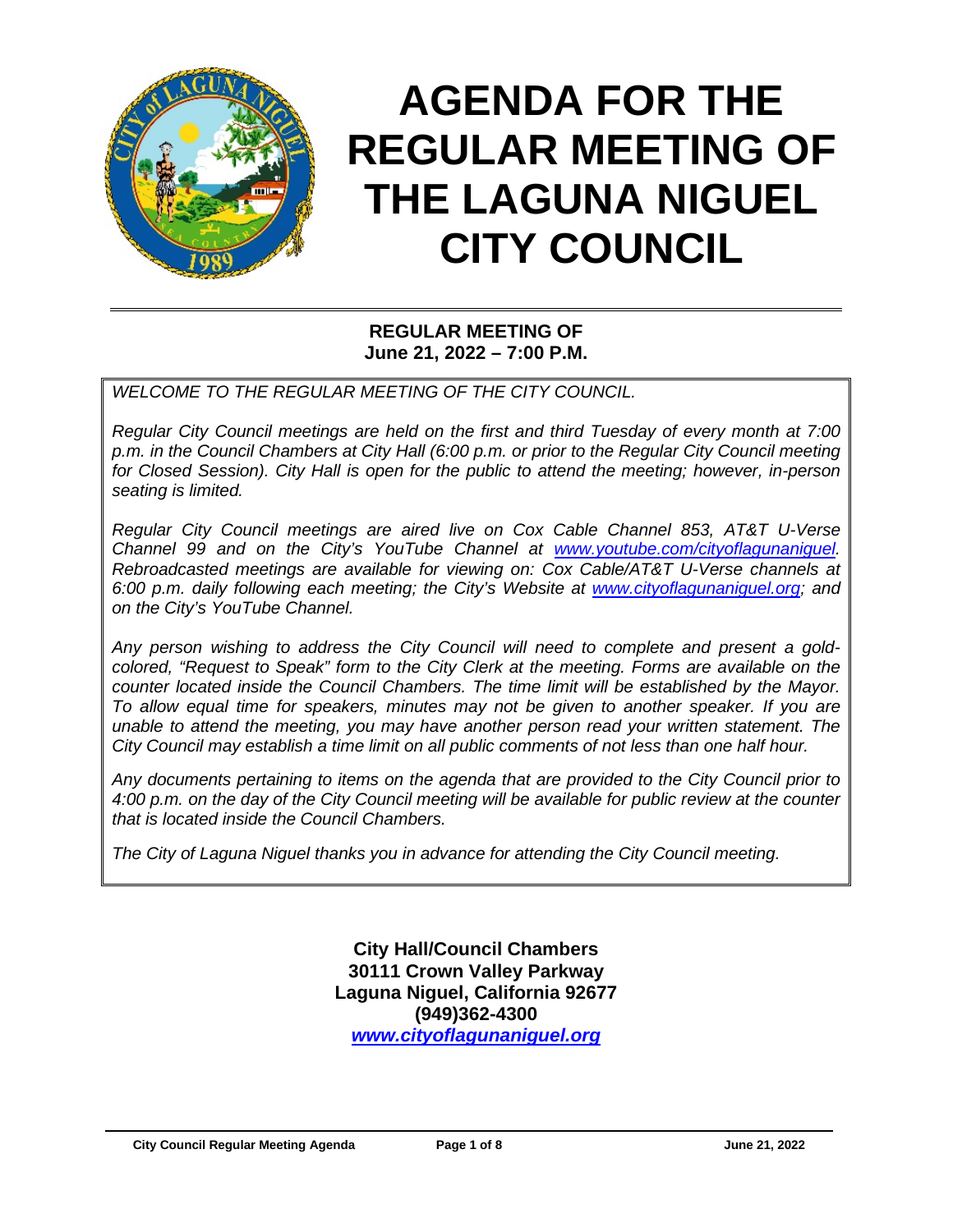# AGENDA FOR THE REGULAR MEETING OF THE LAGUNA NIGUEL CITY COUNCIL

**REGULAR MEETING OF**
**June 21, 2022 – 7:00 P.M.**

*WELCOME TO THE REGULAR MEETING OF THE CITY COUNCIL.*

*Regular City Council meetings are held on the first and third Tuesday of every month at 7:00 p.m. in the Council Chambers at City Hall (6:00 p.m. or prior to the Regular City Council meeting for Closed Session). City Hall is open for the public to attend the meeting; however, in-person seating is limited.*

*Regular City Council meetings are aired live on Cox Cable Channel 853, AT&T U-Verse Channel 99 and on the City's YouTube Channel at www.youtube.com/cityoflagunaniguel. Rebroadcasted meetings are available for viewing on: Cox Cable/AT&T U-Verse channels at 6:00 p.m. daily following each meeting; the City's Website at www.cityoflagunaniguel.org; and on the City's YouTube Channel.*

*Any person wishing to address the City Council will need to complete and present a gold-colored, "Request to Speak" form to the City Clerk at the meeting. Forms are available on the counter located inside the Council Chambers. The time limit will be established by the Mayor. To allow equal time for speakers, minutes may not be given to another speaker. If you are unable to attend the meeting, you may have another person read your written statement. The City Council may establish a time limit on all public comments of not less than one half hour.*

*Any documents pertaining to items on the agenda that are provided to the City Council prior to 4:00 p.m. on the day of the City Council meeting will be available for public review at the counter that is located inside the Council Chambers.*

*The City of Laguna Niguel thanks you in advance for attending the City Council meeting.*

**City Hall/Council Chambers**
**30111 Crown Valley Parkway**
**Laguna Niguel, California 92677**
**(949)362-4300**
***www.cityoflagunaniguel.org***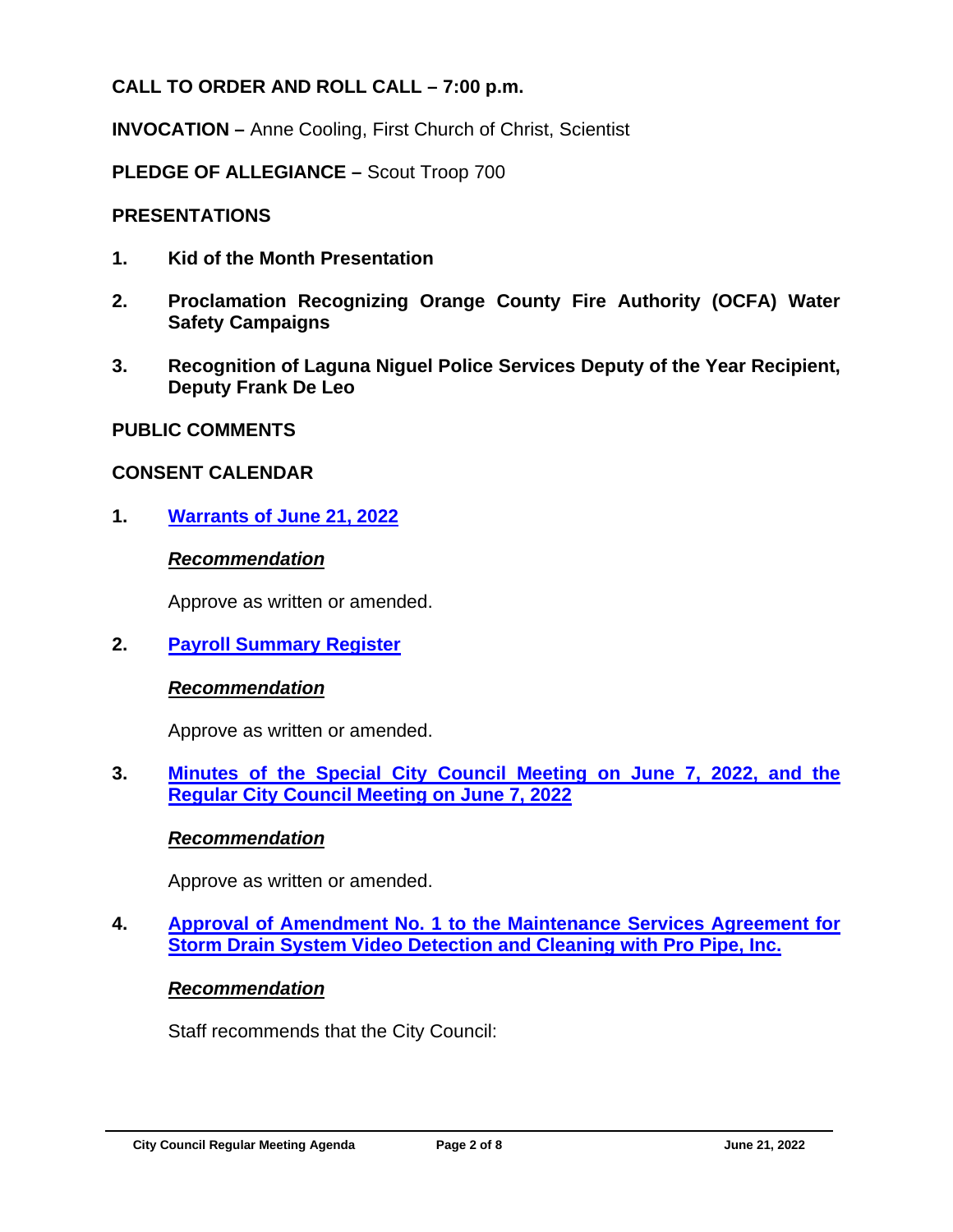**CALL TO ORDER AND ROLL CALL – 7:00 p.m.**

**INVOCATION –** Anne Cooling, First Church of Christ, Scientist

**PLEDGE OF ALLEGIANCE –** Scout Troop 700

**PRESENTATIONS**

1. **Kid of the Month Presentation**

2. **Proclamation Recognizing Orange County Fire Authority (OCFA) Water Safety Campaigns**

3. **Recognition of Laguna Niguel Police Services Deputy of the Year Recipient, Deputy Frank De Leo**

**PUBLIC COMMENTS**

**CONSENT CALENDAR**

1. **Warrants of June 21, 2022**

   ***Recommendation***

   Approve as written or amended.

2. **Payroll Summary Register**

   ***Recommendation***

   Approve as written or amended.

3. **Minutes of the Special City Council Meeting on June 7, 2022, and the Regular City Council Meeting on June 7, 2022**

   ***Recommendation***

   Approve as written or amended.

4. **Approval of Amendment No. 1 to the Maintenance Services Agreement for Storm Drain System Video Detection and Cleaning with Pro Pipe, Inc.**

   ***Recommendation***

   Staff recommends that the City Council: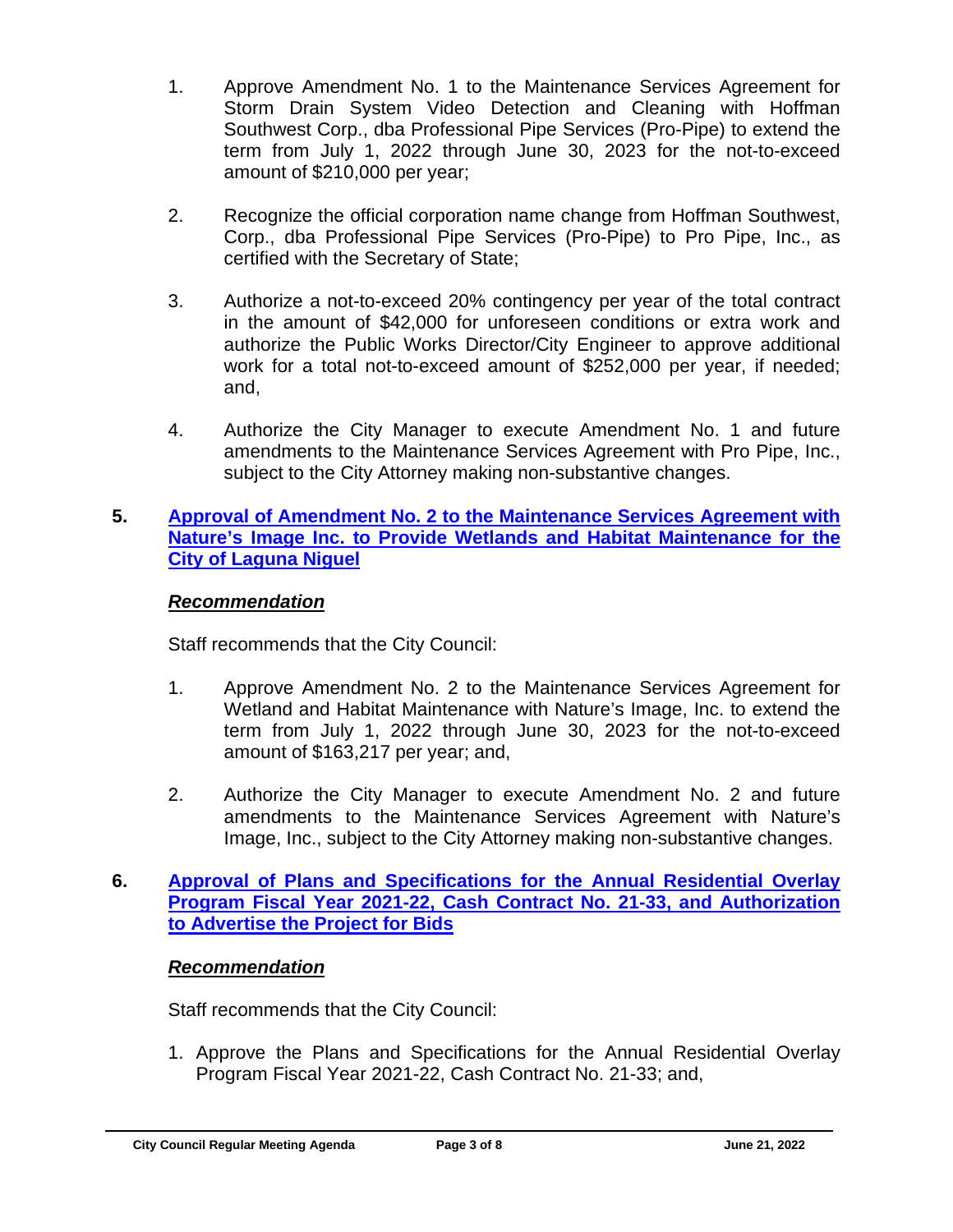1. Approve Amendment No. 1 to the Maintenance Services Agreement for Storm Drain System Video Detection and Cleaning with Hoffman Southwest Corp., dba Professional Pipe Services (Pro-Pipe) to extend the term from July 1, 2022 through June 30, 2023 for the not-to-exceed amount of $210,000 per year;

2. Recognize the official corporation name change from Hoffman Southwest, Corp., dba Professional Pipe Services (Pro-Pipe) to Pro Pipe, Inc., as certified with the Secretary of State;

3. Authorize a not-to-exceed 20% contingency per year of the total contract in the amount of $42,000 for unforeseen conditions or extra work and authorize the Public Works Director/City Engineer to approve additional work for a total not-to-exceed amount of $252,000 per year, if needed; and,

4. Authorize the City Manager to execute Amendment No. 1 and future amendments to the Maintenance Services Agreement with Pro Pipe, Inc., subject to the City Attorney making non-substantive changes.

**5. Approval of Amendment No. 2 to the Maintenance Services Agreement with Nature's Image Inc. to Provide Wetlands and Habitat Maintenance for the City of Laguna Niguel**

***Recommendation***

Staff recommends that the City Council:

1. Approve Amendment No. 2 to the Maintenance Services Agreement for Wetland and Habitat Maintenance with Nature's Image, Inc. to extend the term from July 1, 2022 through June 30, 2023 for the not-to-exceed amount of $163,217 per year; and,

2. Authorize the City Manager to execute Amendment No. 2 and future amendments to the Maintenance Services Agreement with Nature's Image, Inc., subject to the City Attorney making non-substantive changes.

**6. Approval of Plans and Specifications for the Annual Residential Overlay Program Fiscal Year 2021-22, Cash Contract No. 21-33, and Authorization to Advertise the Project for Bids**

***Recommendation***

Staff recommends that the City Council:

1. Approve the Plans and Specifications for the Annual Residential Overlay Program Fiscal Year 2021-22, Cash Contract No. 21-33; and,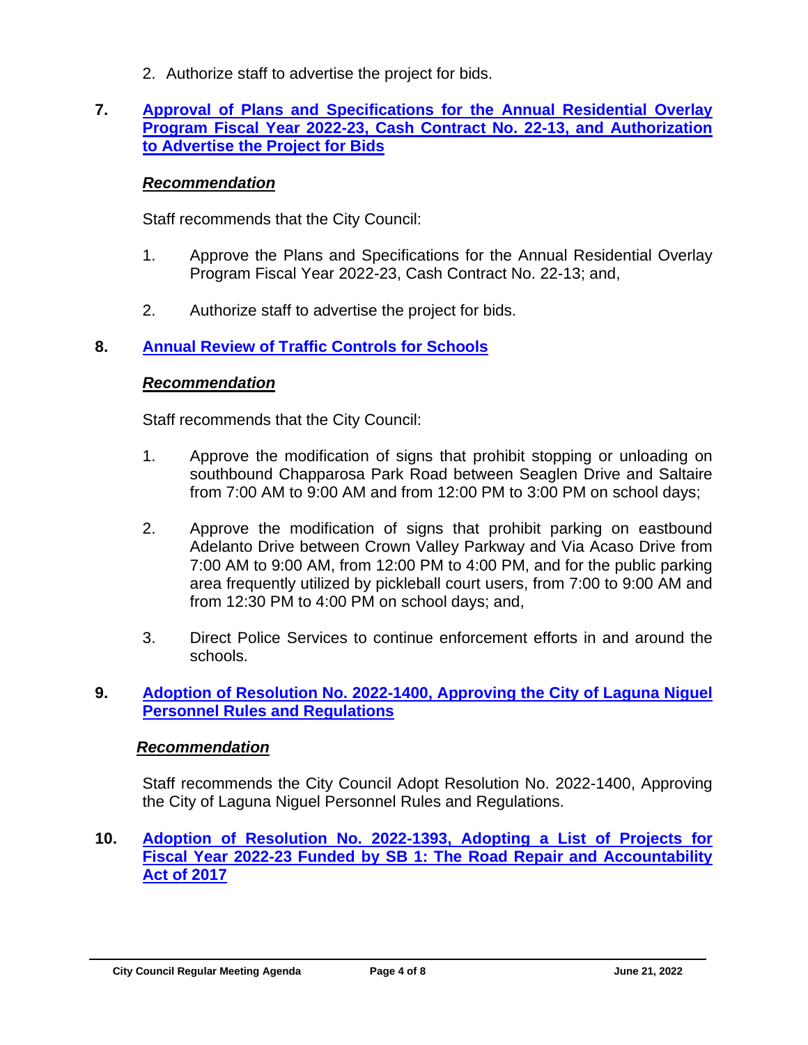2. Authorize staff to advertise the project for bids.

**7. Approval of Plans and Specifications for the Annual Residential Overlay Program Fiscal Year 2022-23, Cash Contract No. 22-13, and Authorization to Advertise the Project for Bids**

***Recommendation***

Staff recommends that the City Council:

1. Approve the Plans and Specifications for the Annual Residential Overlay Program Fiscal Year 2022-23, Cash Contract No. 22-13; and,
2. Authorize staff to advertise the project for bids.

**8. Annual Review of Traffic Controls for Schools**

***Recommendation***

Staff recommends that the City Council:

1. Approve the modification of signs that prohibit stopping or unloading on southbound Chapparosa Park Road between Seaglen Drive and Saltaire from 7:00 AM to 9:00 AM and from 12:00 PM to 3:00 PM on school days;
2. Approve the modification of signs that prohibit parking on eastbound Adelanto Drive between Crown Valley Parkway and Via Acaso Drive from 7:00 AM to 9:00 AM, from 12:00 PM to 4:00 PM, and for the public parking area frequently utilized by pickleball court users, from 7:00 to 9:00 AM and from 12:30 PM to 4:00 PM on school days; and,
3. Direct Police Services to continue enforcement efforts in and around the schools.

**9. Adoption of Resolution No. 2022-1400, Approving the City of Laguna Niguel Personnel Rules and Regulations**

***Recommendation***

Staff recommends the City Council Adopt Resolution No. 2022-1400, Approving the City of Laguna Niguel Personnel Rules and Regulations.

**10. Adoption of Resolution No. 2022-1393, Adopting a List of Projects for Fiscal Year 2022-23 Funded by SB 1: The Road Repair and Accountability Act of 2017**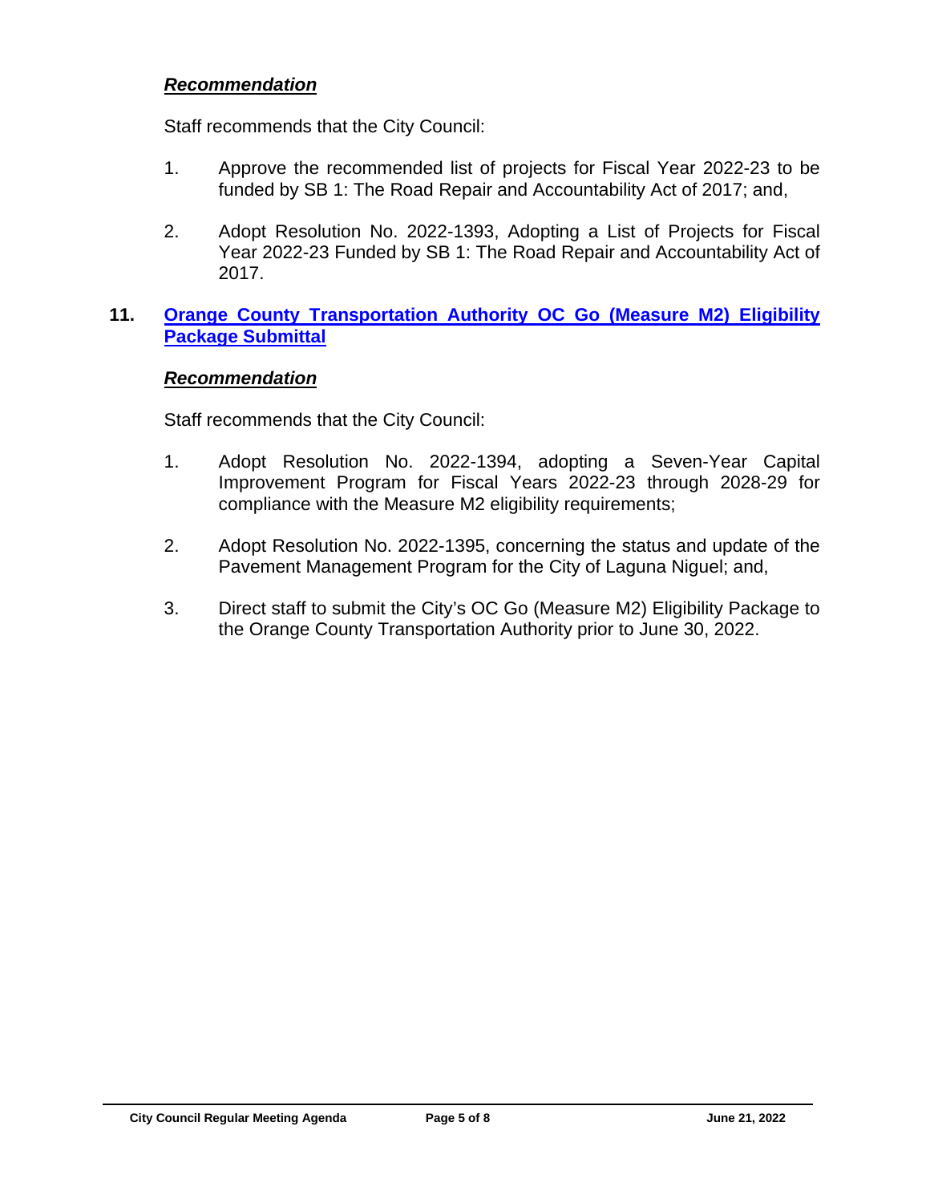***Recommendation***

Staff recommends that the City Council:

1. Approve the recommended list of projects for Fiscal Year 2022-23 to be funded by SB 1: The Road Repair and Accountability Act of 2017; and,

2. Adopt Resolution No. 2022-1393, Adopting a List of Projects for Fiscal Year 2022-23 Funded by SB 1: The Road Repair and Accountability Act of 2017.

**11. Orange County Transportation Authority OC Go (Measure M2) Eligibility Package Submittal**

***Recommendation***

Staff recommends that the City Council:

1. Adopt Resolution No. 2022-1394, adopting a Seven-Year Capital Improvement Program for Fiscal Years 2022-23 through 2028-29 for compliance with the Measure M2 eligibility requirements;

2. Adopt Resolution No. 2022-1395, concerning the status and update of the Pavement Management Program for the City of Laguna Niguel; and,

3. Direct staff to submit the City's OC Go (Measure M2) Eligibility Package to the Orange County Transportation Authority prior to June 30, 2022.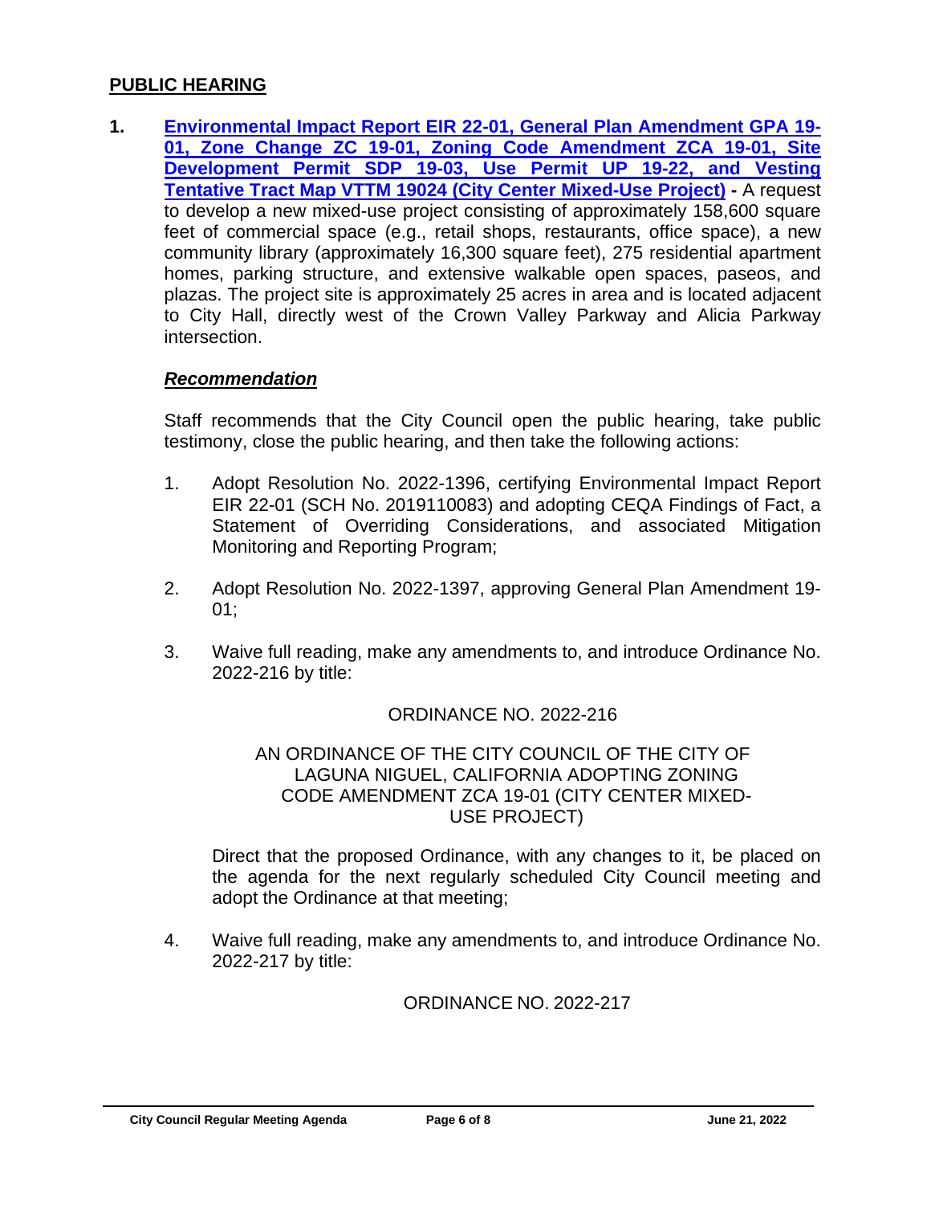## PUBLIC HEARING

**1.** **Environmental Impact Report EIR 22-01, General Plan Amendment GPA 19-01, Zone Change ZC 19-01, Zoning Code Amendment ZCA 19-01, Site Development Permit SDP 19-03, Use Permit UP 19-22, and Vesting Tentative Tract Map VTTM 19024 (City Center Mixed-Use Project) -** A request to develop a new mixed-use project consisting of approximately 158,600 square feet of commercial space (e.g., retail shops, restaurants, office space), a new community library (approximately 16,300 square feet), 275 residential apartment homes, parking structure, and extensive walkable open spaces, paseos, and plazas. The project site is approximately 25 acres in area and is located adjacent to City Hall, directly west of the Crown Valley Parkway and Alicia Parkway intersection.

***Recommendation***

Staff recommends that the City Council open the public hearing, take public testimony, close the public hearing, and then take the following actions:

1. Adopt Resolution No. 2022-1396, certifying Environmental Impact Report EIR 22-01 (SCH No. 2019110083) and adopting CEQA Findings of Fact, a Statement of Overriding Considerations, and associated Mitigation Monitoring and Reporting Program;

2. Adopt Resolution No. 2022-1397, approving General Plan Amendment 19-01;

3. Waive full reading, make any amendments to, and introduce Ordinance No. 2022-216 by title:

   ORDINANCE NO. 2022-216

   AN ORDINANCE OF THE CITY COUNCIL OF THE CITY OF LAGUNA NIGUEL, CALIFORNIA ADOPTING ZONING CODE AMENDMENT ZCA 19-01 (CITY CENTER MIXED-USE PROJECT)

   Direct that the proposed Ordinance, with any changes to it, be placed on the agenda for the next regularly scheduled City Council meeting and adopt the Ordinance at that meeting;

4. Waive full reading, make any amendments to, and introduce Ordinance No. 2022-217 by title:

   ORDINANCE NO. 2022-217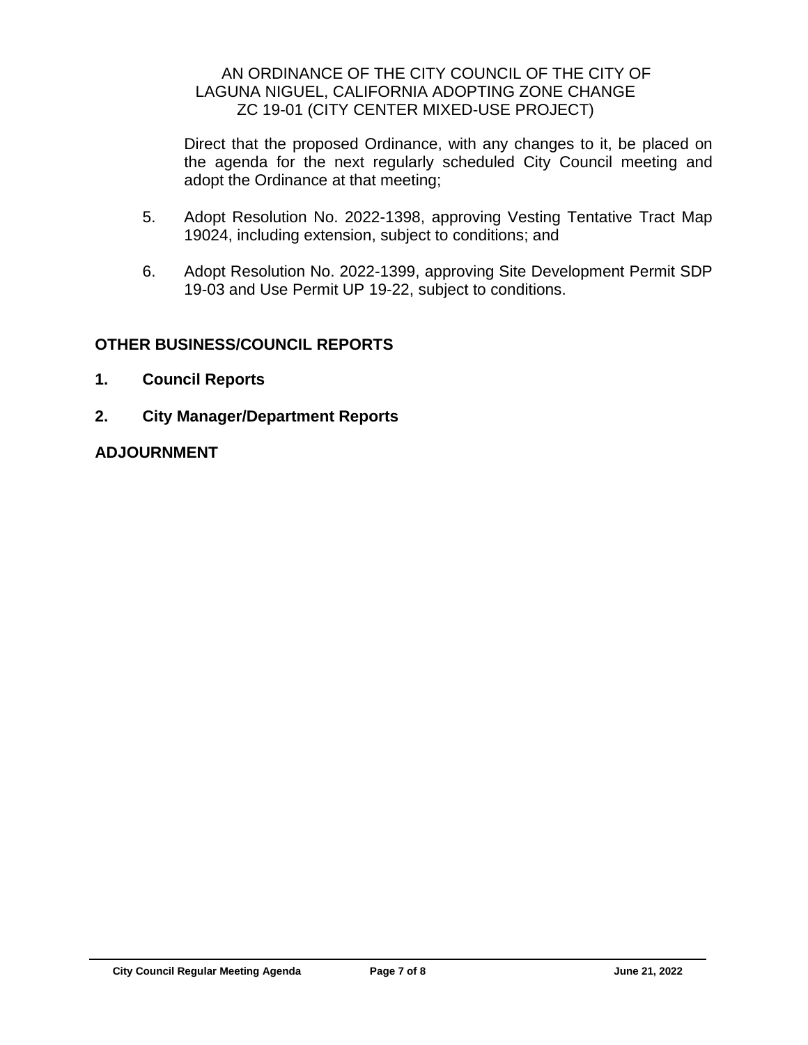AN ORDINANCE OF THE CITY COUNCIL OF THE CITY OF LAGUNA NIGUEL, CALIFORNIA ADOPTING ZONE CHANGE ZC 19-01 (CITY CENTER MIXED-USE PROJECT)

Direct that the proposed Ordinance, with any changes to it, be placed on the agenda for the next regularly scheduled City Council meeting and adopt the Ordinance at that meeting;

5. Adopt Resolution No. 2022-1398, approving Vesting Tentative Tract Map 19024, including extension, subject to conditions; and

6. Adopt Resolution No. 2022-1399, approving Site Development Permit SDP 19-03 and Use Permit UP 19-22, subject to conditions.

## OTHER BUSINESS/COUNCIL REPORTS

**1. Council Reports**

**2. City Manager/Department Reports**

## ADJOURNMENT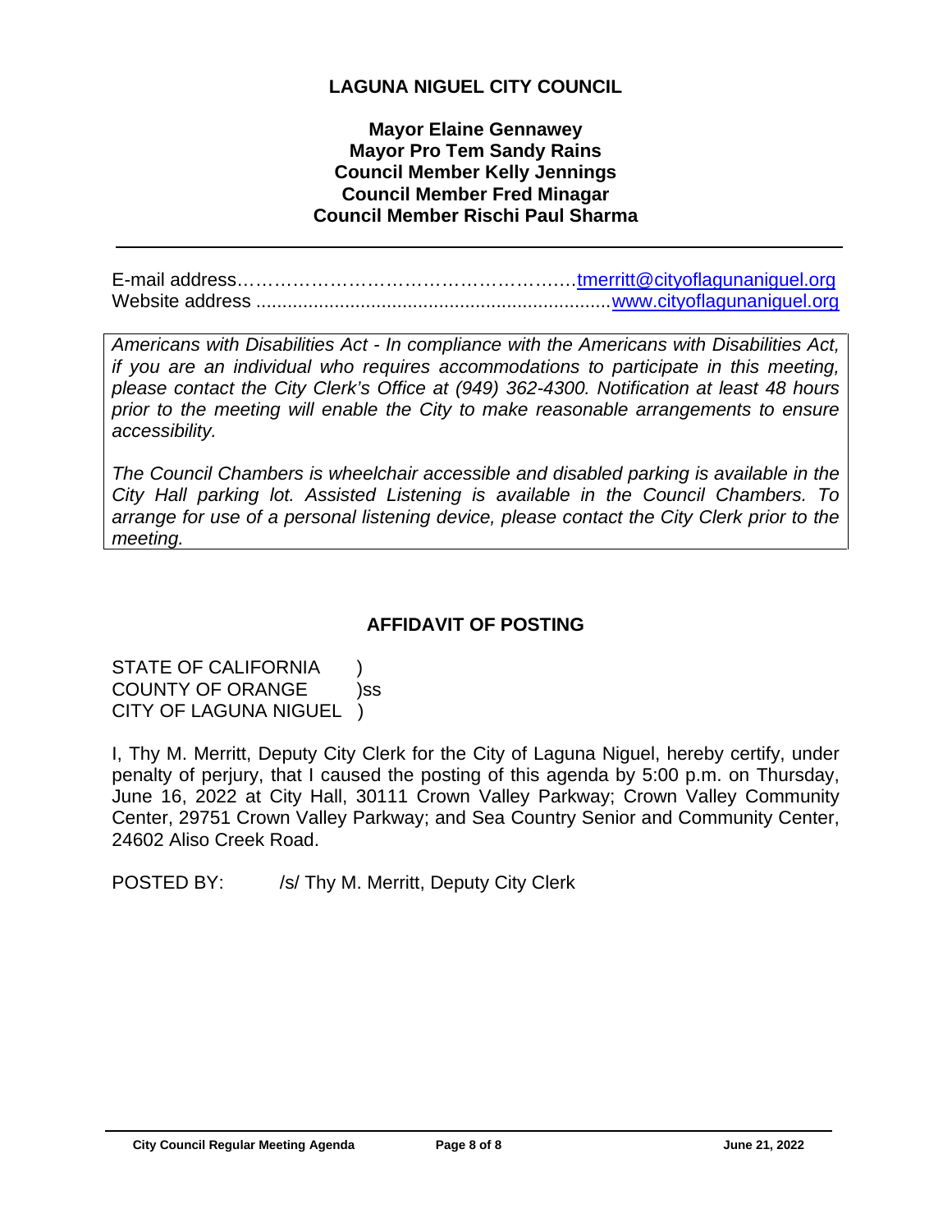## LAGUNA NIGUEL CITY COUNCIL

**Mayor Elaine Gennawey**
**Mayor Pro Tem Sandy Rains**
**Council Member Kelly Jennings**
**Council Member Fred Minagar**
**Council Member Rischi Paul Sharma**

---

E-mail address……………………………………………….tmerritt@cityoflagunaniguel.org
Website address ....................................................................www.cityoflagunaniguel.org

*Americans with Disabilities Act - In compliance with the Americans with Disabilities Act, if you are an individual who requires accommodations to participate in this meeting, please contact the City Clerk's Office at (949) 362-4300. Notification at least 48 hours prior to the meeting will enable the City to make reasonable arrangements to ensure accessibility.*

*The Council Chambers is wheelchair accessible and disabled parking is available in the City Hall parking lot. Assisted Listening is available in the Council Chambers. To arrange for use of a personal listening device, please contact the City Clerk prior to the meeting.*

### AFFIDAVIT OF POSTING

STATE OF CALIFORNIA )
COUNTY OF ORANGE )ss
CITY OF LAGUNA NIGUEL )

I, Thy M. Merritt, Deputy City Clerk for the City of Laguna Niguel, hereby certify, under penalty of perjury, that I caused the posting of this agenda by 5:00 p.m. on Thursday, June 16, 2022 at City Hall, 30111 Crown Valley Parkway; Crown Valley Community Center, 29751 Crown Valley Parkway; and Sea Country Senior and Community Center, 24602 Aliso Creek Road.

POSTED BY: /s/ Thy M. Merritt, Deputy City Clerk